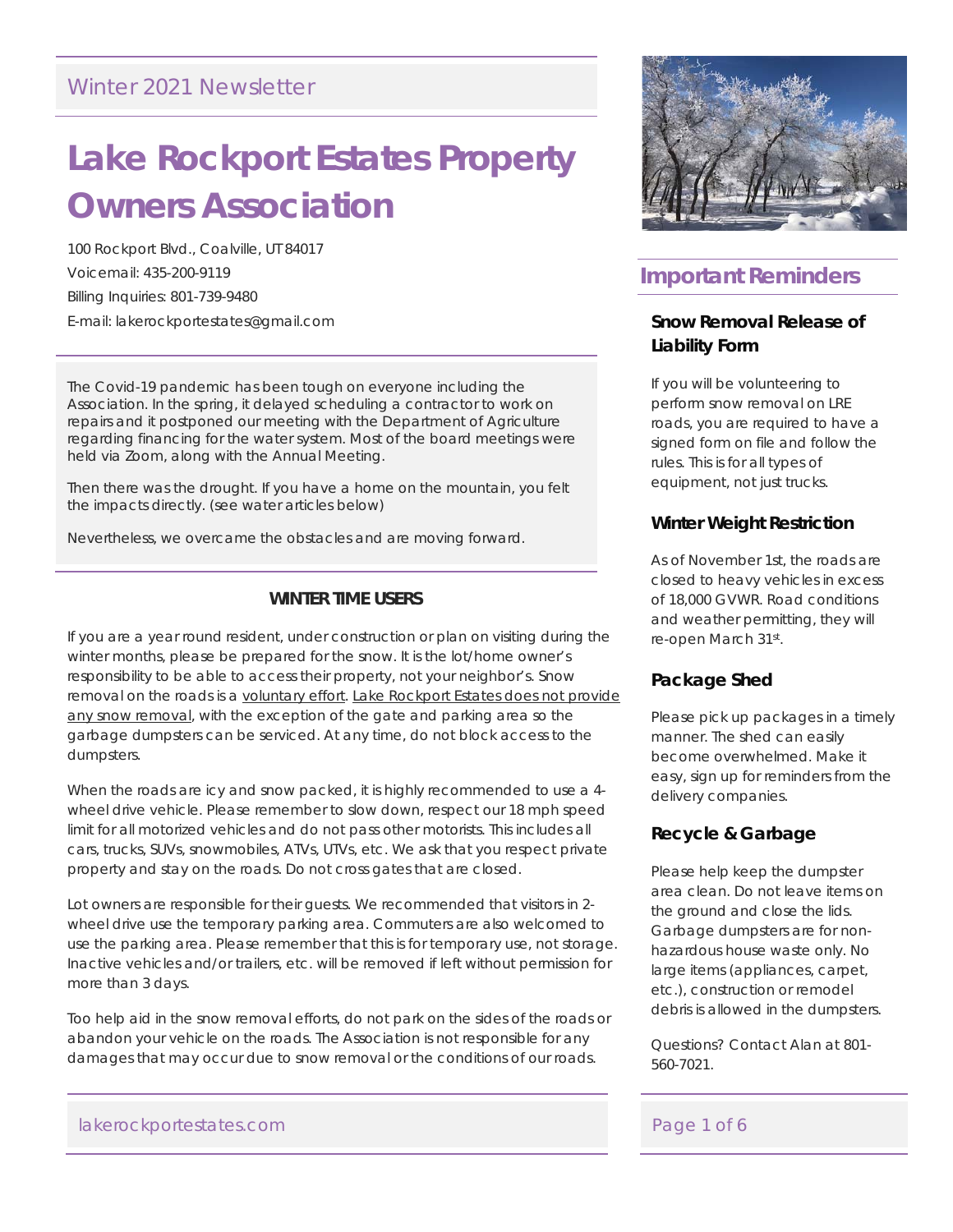## Winter 2021 Newsletter

# Lake Rockport Estates Property Owners Association

100 Rockport Blvd., Coalville, UT 84017
Voicemail: 435-200-9119
Billing Inquiries: 801-739-9480
E-mail: lakerockportestates@gmail.com

The Covid-19 pandemic has been tough on everyone including the Association. In the spring, it delayed scheduling a contractor to work on repairs and it postponed our meeting with the Department of Agriculture regarding financing for the water system. Most of the board meetings were held via Zoom, along with the Annual Meeting.

Then there was the drought. If you have a home on the mountain, you felt the impacts directly. (see water articles below)

Nevertheless, we overcame the obstacles and are moving forward.

### WINTER TIME USERS

If you are a year round resident, under construction or plan on visiting during the winter months, please be prepared for the snow. It is the lot/home owner's responsibility to be able to access their property, not your neighbor's. Snow removal on the roads is a voluntary effort. Lake Rockport Estates does not provide any snow removal, with the exception of the gate and parking area so the garbage dumpsters can be serviced. At any time, do not block access to the dumpsters.

When the roads are icy and snow packed, it is highly recommended to use a 4-wheel drive vehicle. Please remember to slow down, respect our 18 mph speed limit for all motorized vehicles and do not pass other motorists. This includes all cars, trucks, SUVs, snowmobiles, ATVs, UTVs, etc. We ask that you respect private property and stay on the roads. Do not cross gates that are closed.

Lot owners are responsible for their guests. We recommended that visitors in 2-wheel drive use the temporary parking area. Commuters are also welcomed to use the parking area. Please remember that this is for temporary use, not storage. Inactive vehicles and/or trailers, etc. will be removed if left without permission for more than 3 days.

Too help aid in the snow removal efforts, do not park on the sides of the roads or abandon your vehicle on the roads. The Association is not responsible for any damages that may occur due to snow removal or the conditions of our roads.

## Important Reminders

### Snow Removal Release of Liability Form

If you will be volunteering to perform snow removal on LRE roads, you are required to have a signed form on file and follow the rules. This is for all types of equipment, not just trucks.

### Winter Weight Restriction

As of November 1st, the roads are closed to heavy vehicles in excess of 18,000 GVWR. Road conditions and weather permitting, they will re-open March 31st.

### Package Shed

Please pick up packages in a timely manner. The shed can easily become overwhelmed. Make it easy, sign up for reminders from the delivery companies.

### Recycle & Garbage

Please help keep the dumpster area clean. Do not leave items on the ground and close the lids. Garbage dumpsters are for non-hazardous house waste only. No large items (appliances, carpet, etc.), construction or remodel debris is allowed in the dumpsters.

Questions? Contact Alan at 801-560-7021.

lakerockportestates.com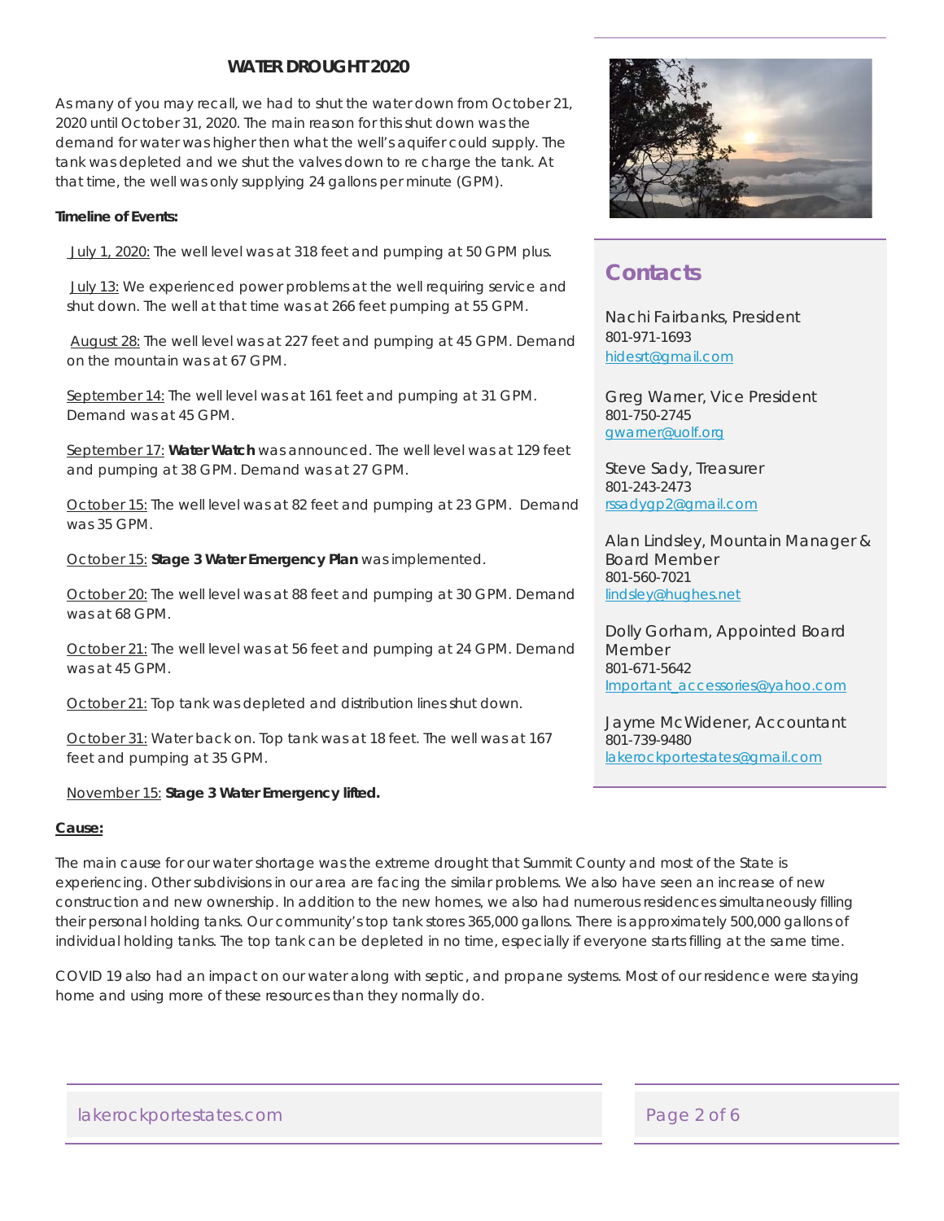## WATER DROUGHT 2020

As many of you may recall, we had to shut the water down from October 21, 2020 until October 31, 2020. The main reason for this shut down was the demand for water was higher then what the well's aquifer could supply. The tank was depleted and we shut the valves down to re charge the tank. At that time, the well was only supplying 24 gallons per minute (GPM).

**Timeline of Events:**

July 1, 2020: The well level was at 318 feet and pumping at 50 GPM plus.

July 13: We experienced power problems at the well requiring service and shut down. The well at that time was at 266 feet pumping at 55 GPM.

August 28: The well level was at 227 feet and pumping at 45 GPM. Demand on the mountain was at 67 GPM.

September 14: The well level was at 161 feet and pumping at 31 GPM. Demand was at 45 GPM.

September 17: **Water Watch** was announced. The well level was at 129 feet and pumping at 38 GPM. Demand was at 27 GPM.

October 15: The well level was at 82 feet and pumping at 23 GPM. Demand was 35 GPM.

October 15: **Stage 3 Water Emergency Plan** was implemented.

October 20: The well level was at 88 feet and pumping at 30 GPM. Demand was at 68 GPM.

October 21: The well level was at 56 feet and pumping at 24 GPM. Demand was at 45 GPM.

October 21: Top tank was depleted and distribution lines shut down.

October 31: Water back on. Top tank was at 18 feet. The well was at 167 feet and pumping at 35 GPM.

November 15: **Stage 3 Water Emergency lifted.**

**Cause:**

The main cause for our water shortage was the extreme drought that Summit County and most of the State is experiencing. Other subdivisions in our area are facing the similar problems. We also have seen an increase of new construction and new ownership. In addition to the new homes, we also had numerous residences simultaneously filling their personal holding tanks. Our community's top tank stores 365,000 gallons. There is approximately 500,000 gallons of individual holding tanks. The top tank can be depleted in no time, especially if everyone starts filling at the same time.

COVID 19 also had an impact on our water along with septic, and propane systems. Most of our residence were staying home and using more of these resources than they normally do.

## Contacts

Nachi Fairbanks, President
801-971-1693
hidesrt@gmail.com

Greg Warner, Vice President
801-750-2745
gwarner@uolf.org

Steve Sady, Treasurer
801-243-2473
rssadygp2@gmail.com

Alan Lindsley, Mountain Manager & Board Member
801-560-7021
lindsley@hughes.net

Dolly Gorham, Appointed Board Member
801-671-5642
Important_accessories@yahoo.com

Jayme McWidener, Accountant
801-739-9480
lakerockportestates@gmail.com

lakerockportestates.com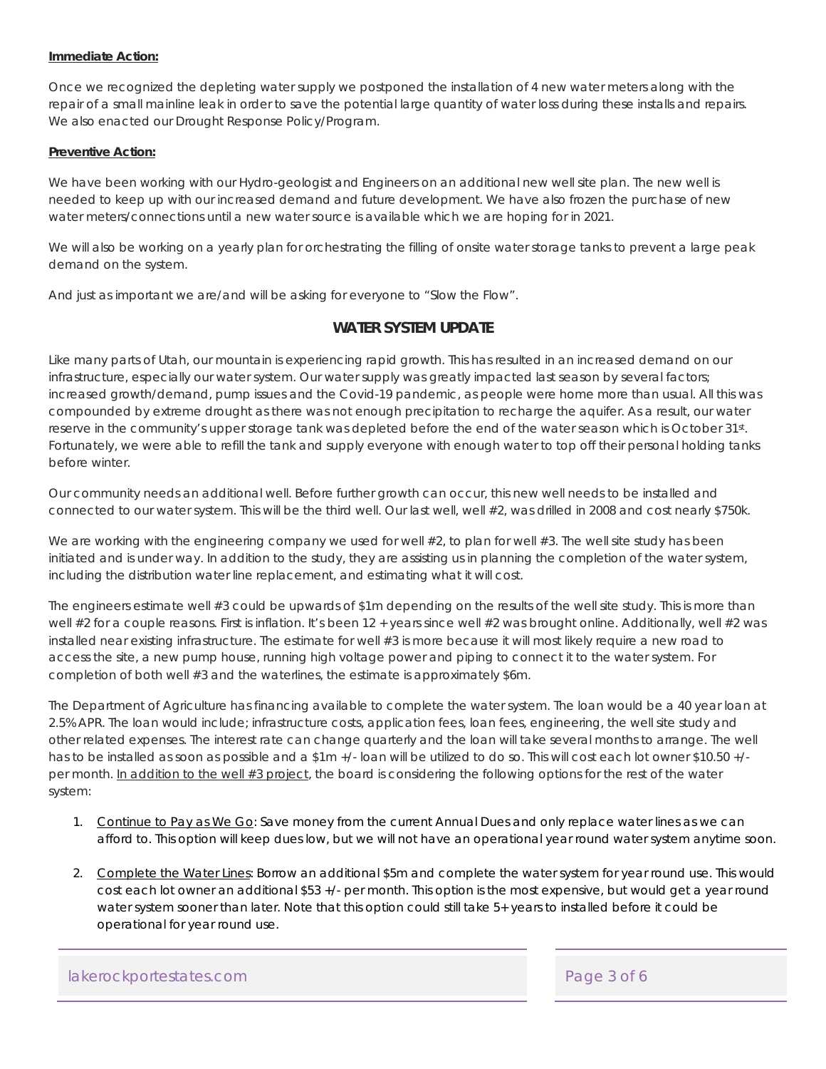**Immediate Action:**

Once we recognized the depleting water supply we postponed the installation of 4 new water meters along with the repair of a small mainline leak in order to save the potential large quantity of water loss during these installs and repairs. We also enacted our Drought Response Policy/Program.

**Preventive Action:**

We have been working with our Hydro-geologist and Engineers on an additional new well site plan. The new well is needed to keep up with our increased demand and future development. We have also frozen the purchase of new water meters/connections until a new water source is available which we are hoping for in 2021.

We will also be working on a yearly plan for orchestrating the filling of onsite water storage tanks to prevent a large peak demand on the system.

And just as important we are/and will be asking for everyone to "Slow the Flow".

## WATER SYSTEM UPDATE

Like many parts of Utah, our mountain is experiencing rapid growth. This has resulted in an increased demand on our infrastructure, especially our water system. Our water supply was greatly impacted last season by several factors; increased growth/demand, pump issues and the Covid-19 pandemic, as people were home more than usual. All this was compounded by extreme drought as there was not enough precipitation to recharge the aquifer. As a result, our water reserve in the community's upper storage tank was depleted before the end of the water season which is October 31st. Fortunately, we were able to refill the tank and supply everyone with enough water to top off their personal holding tanks before winter.

Our community needs an additional well. Before further growth can occur, this new well needs to be installed and connected to our water system. This will be the third well. Our last well, well #2, was drilled in 2008 and cost nearly $750k.

We are working with the engineering company we used for well #2, to plan for well #3. The well site study has been initiated and is under way. In addition to the study, they are assisting us in planning the completion of the water system, including the distribution water line replacement, and estimating what it will cost.

The engineers estimate well #3 could be upwards of $1m depending on the results of the well site study. This is more than well #2 for a couple reasons. First is inflation. It's been 12 + years since well #2 was brought online. Additionally, well #2 was installed near existing infrastructure. The estimate for well #3 is more because it will most likely require a new road to access the site, a new pump house, running high voltage power and piping to connect it to the water system. For completion of both well #3 and the waterlines, the estimate is approximately $6m.

The Department of Agriculture has financing available to complete the water system. The loan would be a 40 year loan at 2.5% APR. The loan would include; infrastructure costs, application fees, loan fees, engineering, the well site study and other related expenses. The interest rate can change quarterly and the loan will take several months to arrange. The well has to be installed as soon as possible and a $1m +/- loan will be utilized to do so. This will cost each lot owner $10.50 +/- per month. In addition to the well #3 project, the board is considering the following options for the rest of the water system:

1. Continue to Pay as We Go: Save money from the current Annual Dues and only replace water lines as we can afford to. This option will keep dues low, but we will not have an operational year round water system anytime soon.

2. Complete the Water Lines: Borrow an additional $5m and complete the water system for year round use. This would cost each lot owner an additional $53 +/- per month. This option is the most expensive, but would get a year round water system sooner than later. Note that this option could still take 5+ years to installed before it could be operational for year round use.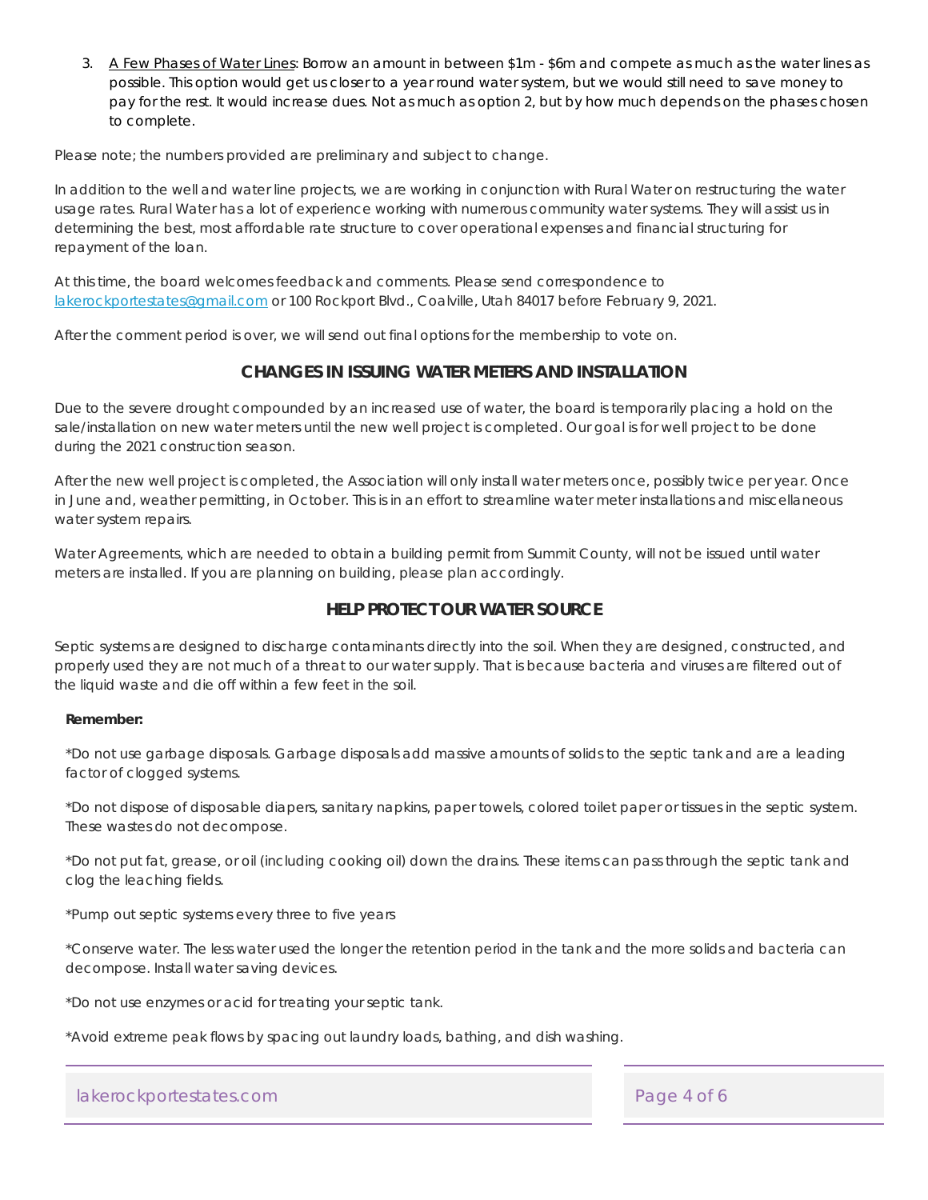3. A Few Phases of Water Lines: Borrow an amount in between $1m - $6m and compete as much as the water lines as possible. This option would get us closer to a year round water system, but we would still need to save money to pay for the rest. It would increase dues. Not as much as option 2, but by how much depends on the phases chosen to complete.

Please note; the numbers provided are preliminary and subject to change.

In addition to the well and water line projects, we are working in conjunction with Rural Water on restructuring the water usage rates. Rural Water has a lot of experience working with numerous community water systems. They will assist us in determining the best, most affordable rate structure to cover operational expenses and financial structuring for repayment of the loan.

At this time, the board welcomes feedback and comments. Please send correspondence to lakerockportestates@gmail.com or 100 Rockport Blvd., Coalville, Utah 84017 before February 9, 2021.

After the comment period is over, we will send out final options for the membership to vote on.

## CHANGES IN ISSUING WATER METERS AND INSTALLATION

Due to the severe drought compounded by an increased use of water, the board is temporarily placing a hold on the sale/installation on new water meters until the new well project is completed. Our goal is for well project to be done during the 2021 construction season.

After the new well project is completed, the Association will only install water meters once, possibly twice per year. Once in June and, weather permitting, in October. This is in an effort to streamline water meter installations and miscellaneous water system repairs.

Water Agreements, which are needed to obtain a building permit from Summit County, will not be issued until water meters are installed. If you are planning on building, please plan accordingly.

## HELP PROTECT OUR WATER SOURCE

Septic systems are designed to discharge contaminants directly into the soil. When they are designed, constructed, and properly used they are not much of a threat to our water supply. That is because bacteria and viruses are filtered out of the liquid waste and die off within a few feet in the soil.

**Remember:**

*Do not use garbage disposals. Garbage disposals add massive amounts of solids to the septic tank and are a leading factor of clogged systems.

*Do not dispose of disposable diapers, sanitary napkins, paper towels, colored toilet paper or tissues in the septic system. These wastes do not decompose.

*Do not put fat, grease, or oil (including cooking oil) down the drains. These items can pass through the septic tank and clog the leaching fields.

*Pump out septic systems every three to five years

*Conserve water. The less water used the longer the retention period in the tank and the more solids and bacteria can decompose. Install water saving devices.

*Do not use enzymes or acid for treating your septic tank.

*Avoid extreme peak flows by spacing out laundry loads, bathing, and dish washing.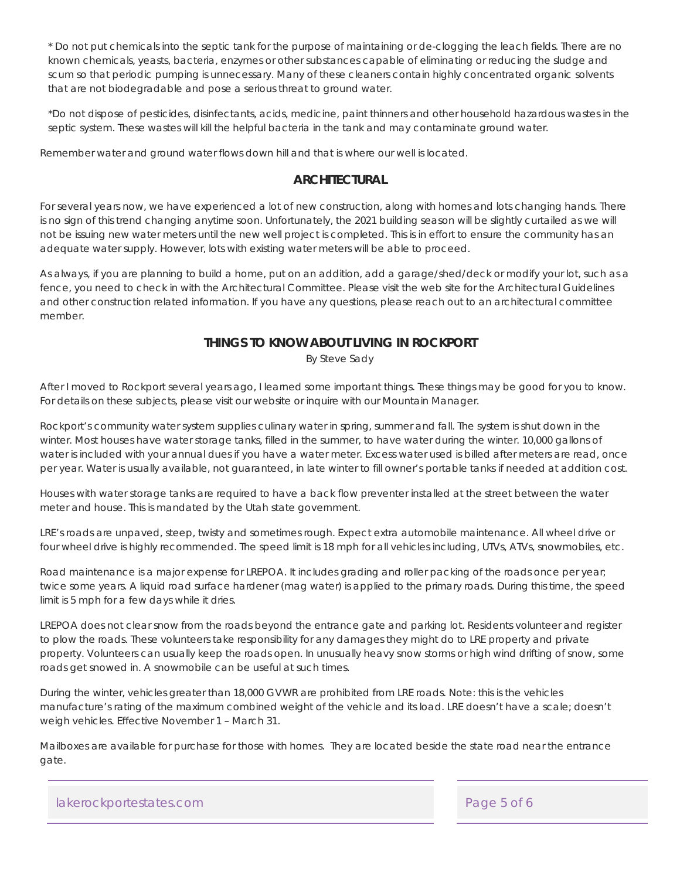* Do not put chemicals into the septic tank for the purpose of maintaining or de-clogging the leach fields. There are no known chemicals, yeasts, bacteria, enzymes or other substances capable of eliminating or reducing the sludge and scum so that periodic pumping is unnecessary. Many of these cleaners contain highly concentrated organic solvents that are not biodegradable and pose a serious threat to ground water.

*Do not dispose of pesticides, disinfectants, acids, medicine, paint thinners and other household hazardous wastes in the septic system. These wastes will kill the helpful bacteria in the tank and may contaminate ground water.

Remember water and ground water flows down hill and that is where our well is located.

## ARCHITECTURAL

For several years now, we have experienced a lot of new construction, along with homes and lots changing hands. There is no sign of this trend changing anytime soon. Unfortunately, the 2021 building season will be slightly curtailed as we will not be issuing new water meters until the new well project is completed. This is in effort to ensure the community has an adequate water supply. However, lots with existing water meters will be able to proceed.

As always, if you are planning to build a home, put on an addition, add a garage/shed/deck or modify your lot, such as a fence, you need to check in with the Architectural Committee. Please visit the web site for the Architectural Guidelines and other construction related information. If you have any questions, please reach out to an architectural committee member.

## THINGS TO KNOW ABOUT LIVING IN ROCKPORT

By Steve Sady

After I moved to Rockport several years ago, I learned some important things. These things may be good for you to know. For details on these subjects, please visit our website or inquire with our Mountain Manager.

Rockport's community water system supplies culinary water in spring, summer and fall. The system is shut down in the winter. Most houses have water storage tanks, filled in the summer, to have water during the winter. 10,000 gallons of water is included with your annual dues if you have a water meter. Excess water used is billed after meters are read, once per year. Water is usually available, not guaranteed, in late winter to fill owner's portable tanks if needed at addition cost.

Houses with water storage tanks are required to have a back flow preventer installed at the street between the water meter and house. This is mandated by the Utah state government.

LRE's roads are unpaved, steep, twisty and sometimes rough. Expect extra automobile maintenance. All wheel drive or four wheel drive is highly recommended. The speed limit is 18 mph for all vehicles including, UTVs, ATVs, snowmobiles, etc.

Road maintenance is a major expense for LREPOA. It includes grading and roller packing of the roads once per year; twice some years. A liquid road surface hardener (mag water) is applied to the primary roads. During this time, the speed limit is 5 mph for a few days while it dries.

LREPOA does not clear snow from the roads beyond the entrance gate and parking lot. Residents volunteer and register to plow the roads. These volunteers take responsibility for any damages they might do to LRE property and private property. Volunteers can usually keep the roads open. In unusually heavy snow storms or high wind drifting of snow, some roads get snowed in. A snowmobile can be useful at such times.

During the winter, vehicles greater than 18,000 GVWR are prohibited from LRE roads. Note: this is the vehicles manufacture's rating of the maximum combined weight of the vehicle and its load. LRE doesn't have a scale; doesn't weigh vehicles. Effective November 1 – March 31.

Mailboxes are available for purchase for those with homes. They are located beside the state road near the entrance gate.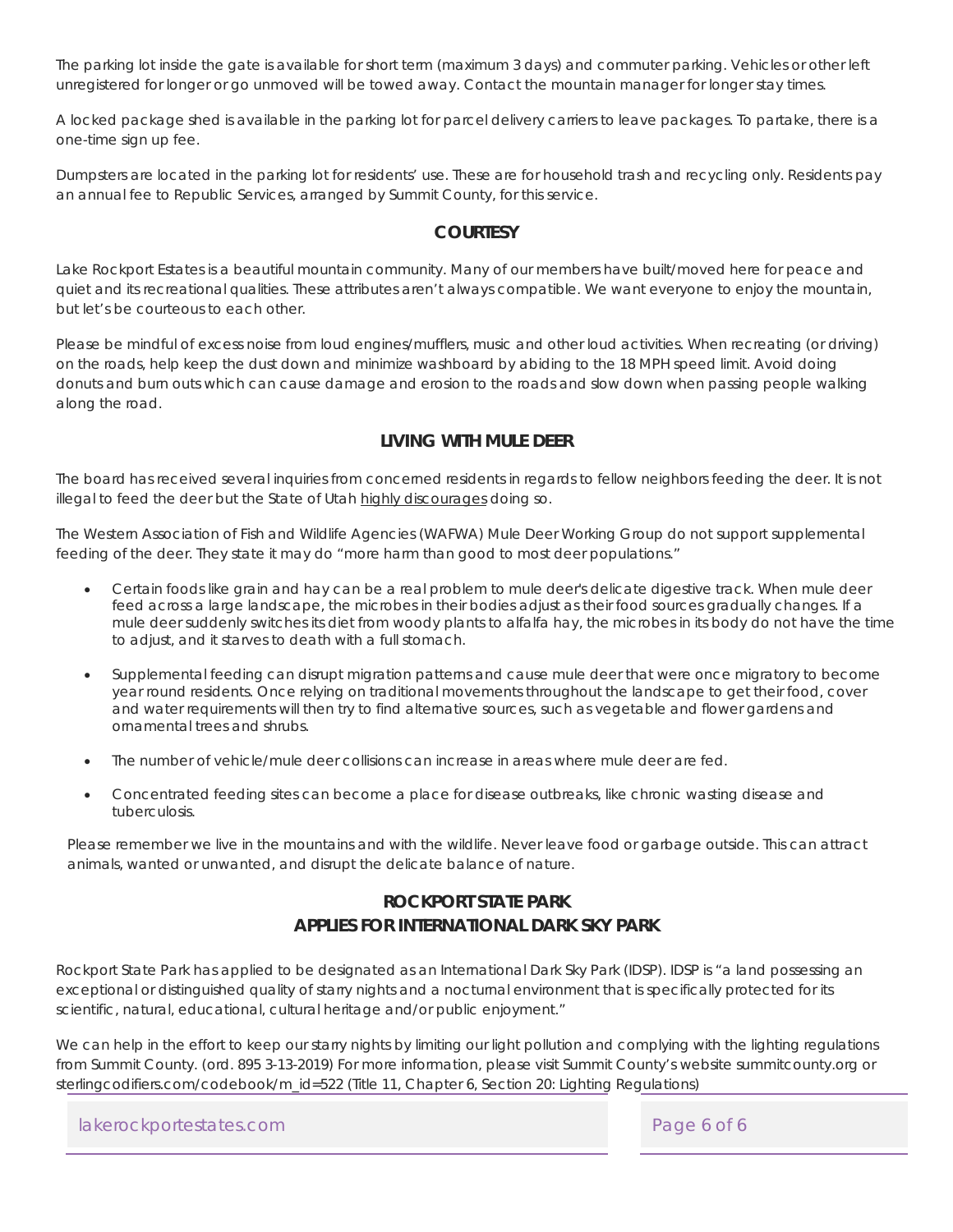The parking lot inside the gate is available for short term (maximum 3 days) and commuter parking. Vehicles or other left unregistered for longer or go unmoved will be towed away. Contact the mountain manager for longer stay times.

A locked package shed is available in the parking lot for parcel delivery carriers to leave packages. To partake, there is a one-time sign up fee.

Dumpsters are located in the parking lot for residents' use. These are for household trash and recycling only. Residents pay an annual fee to Republic Services, arranged by Summit County, for this service.

## COURTESY

Lake Rockport Estates is a beautiful mountain community. Many of our members have built/moved here for peace and quiet and its recreational qualities. These attributes aren't always compatible. We want everyone to enjoy the mountain, but let's be courteous to each other.

Please be mindful of excess noise from loud engines/mufflers, music and other loud activities. When recreating (or driving) on the roads, help keep the dust down and minimize washboard by abiding to the 18 MPH speed limit. Avoid doing donuts and burn outs which can cause damage and erosion to the roads and slow down when passing people walking along the road.

## LIVING WITH MULE DEER

The board has received several inquiries from concerned residents in regards to fellow neighbors feeding the deer. It is not illegal to feed the deer but the State of Utah highly discourages doing so.

The Western Association of Fish and Wildlife Agencies (WAFWA) Mule Deer Working Group do not support supplemental feeding of the deer. They state it may do "more harm than good to most deer populations."

- Certain foods like grain and hay can be a real problem to mule deer's delicate digestive track. When mule deer feed across a large landscape, the microbes in their bodies adjust as their food sources gradually changes. If a mule deer suddenly switches its diet from woody plants to alfalfa hay, the microbes in its body do not have the time to adjust, and it starves to death with a full stomach.
- Supplemental feeding can disrupt migration patterns and cause mule deer that were once migratory to become year round residents. Once relying on traditional movements throughout the landscape to get their food, cover and water requirements will then try to find alternative sources, such as vegetable and flower gardens and ornamental trees and shrubs.
- The number of vehicle/mule deer collisions can increase in areas where mule deer are fed.
- Concentrated feeding sites can become a place for disease outbreaks, like chronic wasting disease and tuberculosis.

Please remember we live in the mountains and with the wildlife. Never leave food or garbage outside. This can attract animals, wanted or unwanted, and disrupt the delicate balance of nature.

## ROCKPORT STATE PARK APPLIES FOR INTERNATIONAL DARK SKY PARK

Rockport State Park has applied to be designated as an International Dark Sky Park (IDSP). IDSP is "a land possessing an exceptional or distinguished quality of starry nights and a nocturnal environment that is specifically protected for its scientific, natural, educational, cultural heritage and/or public enjoyment."

We can help in the effort to keep our starry nights by limiting our light pollution and complying with the lighting regulations from Summit County. (ord. 895 3-13-2019) For more information, please visit Summit County's website summitcounty.org or sterlingcodifiers.com/codebook/m_id=522 (Title 11, Chapter 6, Section 20: Lighting Regulations)